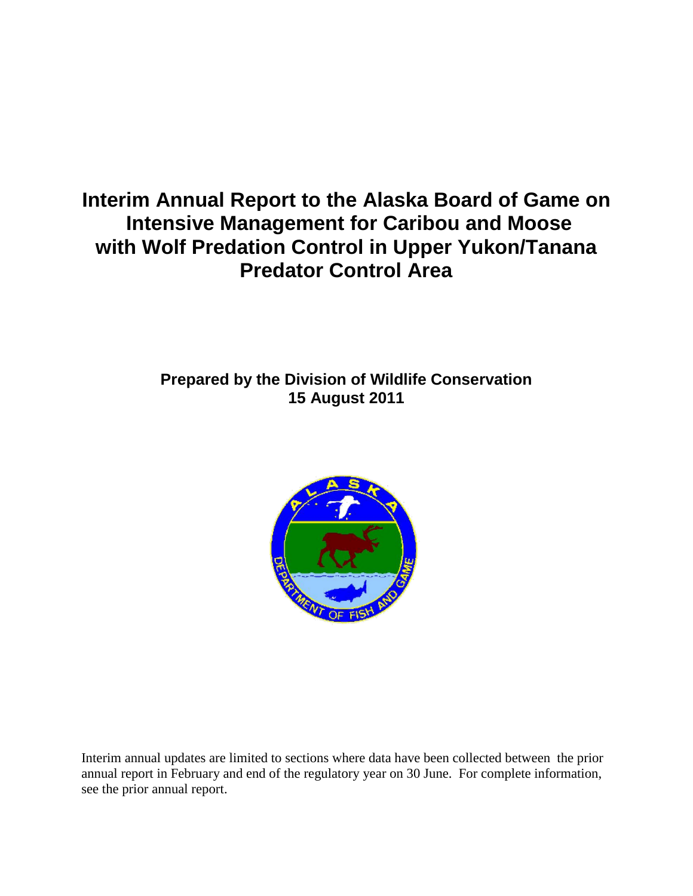# Interim Annual Report to the Alaska Board of Game on Intensive Management for Caribou and Moose with Wolf Predation Control in Upper Yukon/Tanana Predator Control Area

**Prepared by the Division of Wildlife Conservation**
**15 August 2011**

Interim annual updates are limited to sections where data have been collected between the prior annual report in February and end of the regulatory year on 30 June. For complete information, see the prior annual report.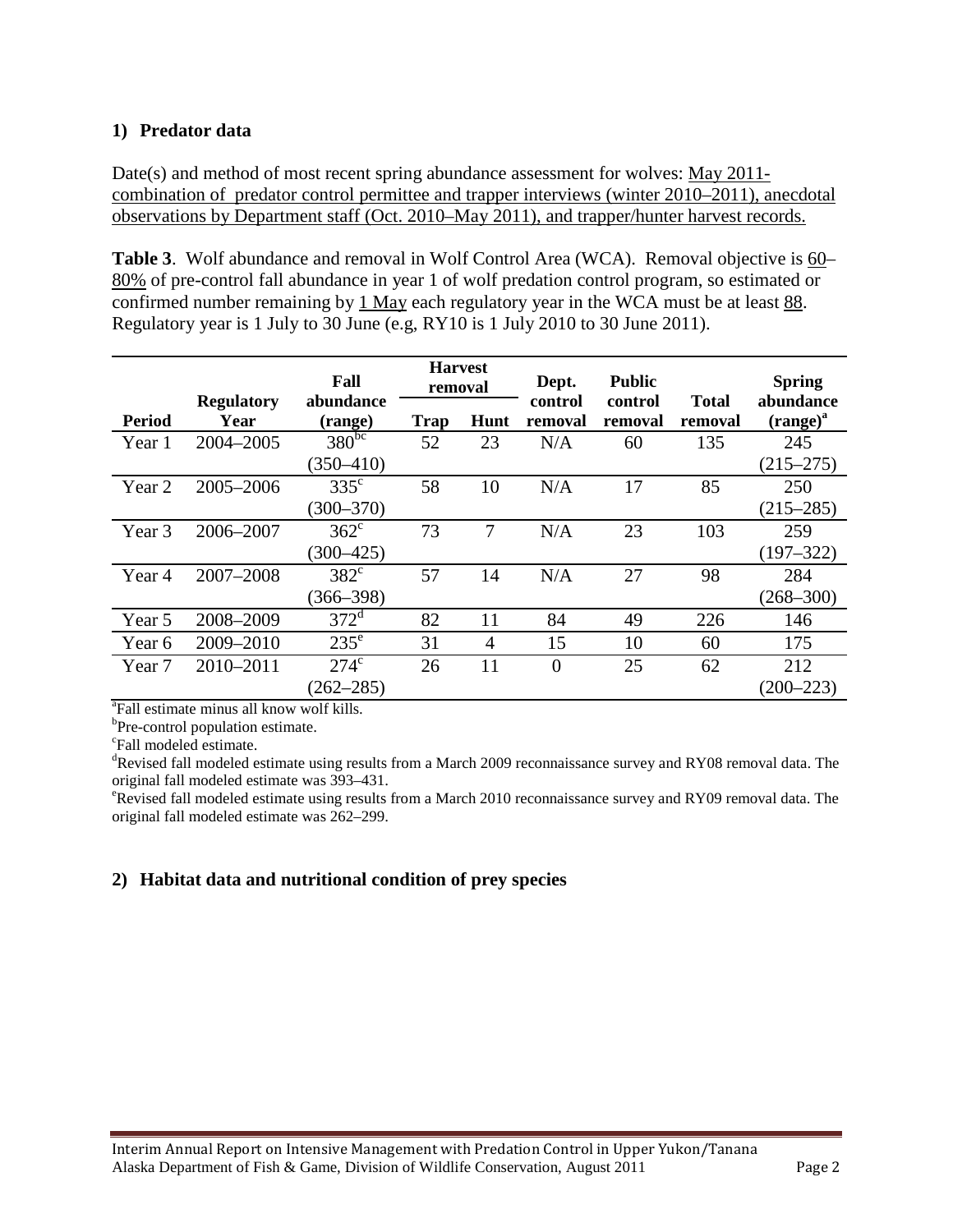### 1) Predator data

Date(s) and method of most recent spring abundance assessment for wolves: May 2011- combination of predator control permittee and trapper interviews (winter 2010–2011), anecdotal observations by Department staff (Oct. 2010–May 2011), and trapper/hunter harvest records.

**Table 3**. Wolf abundance and removal in Wolf Control Area (WCA). Removal objective is 60–80% of pre-control fall abundance in year 1 of wolf predation control program, so estimated or confirmed number remaining by 1 May each regulatory year in the WCA must be at least 88. Regulatory year is 1 July to 30 June (e.g, RY10 is 1 July 2010 to 30 June 2011).

| Period | Regulatory Year | Fall abundance (range) | Harvest removal | | Dept. control removal | Public control removal | Total removal | Spring abundance (range)[a] |
|---|---|---|---|---|---|---|---|---|
| | | | Trap | Hunt | | | | |
| Year 1 | 2004–2005 | 380[bc] (350–410) | 52 | 23 | N/A | 60 | 135 | 245 (215–275) |
| Year 2 | 2005–2006 | 335[c] (300–370) | 58 | 10 | N/A | 17 | 85 | 250 (215–285) |
| Year 3 | 2006–2007 | 362[c] (300–425) | 73 | 7 | N/A | 23 | 103 | 259 (197–322) |
| Year 4 | 2007–2008 | 382[c] (366–398) | 57 | 14 | N/A | 27 | 98 | 284 (268–300) |
| Year 5 | 2008–2009 | 372[d] | 82 | 11 | 84 | 49 | 226 | 146 |
| Year 6 | 2009–2010 | 235[e] | 31 | 4 | 15 | 10 | 60 | 175 |
| Year 7 | 2010–2011 | 274[c] (262–285) | 26 | 11 | 0 | 25 | 62 | 212 (200–223) |

[a]Fall estimate minus all know wolf kills.
[b]Pre-control population estimate.
[c]Fall modeled estimate.
[d]Revised fall modeled estimate using results from a March 2009 reconnaissance survey and RY08 removal data. The original fall modeled estimate was 393–431.
[e]Revised fall modeled estimate using results from a March 2010 reconnaissance survey and RY09 removal data. The original fall modeled estimate was 262–299.

### 2) Habitat data and nutritional condition of prey species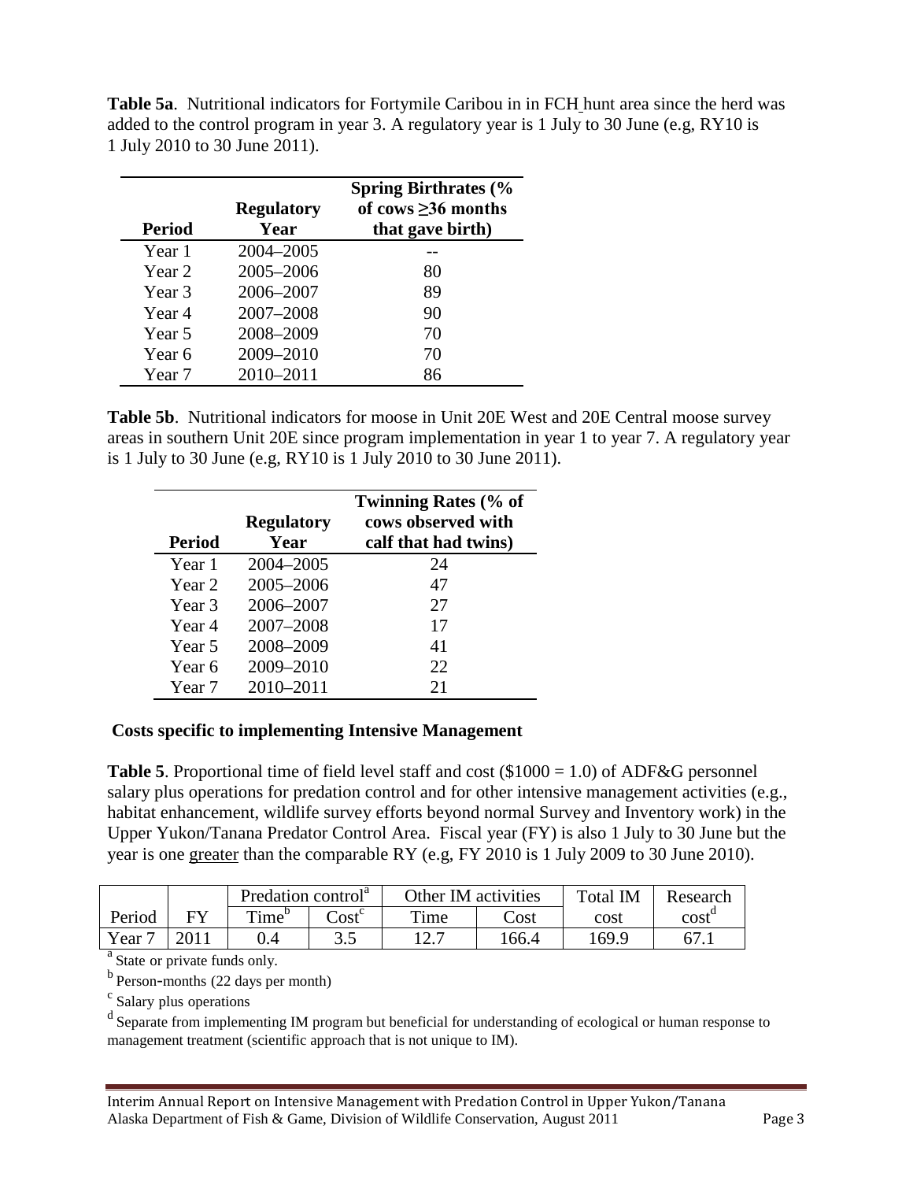**Table 5a**. Nutritional indicators for Fortymile Caribou in in FCH hunt area since the herd was added to the control program in year 3. A regulatory year is 1 July to 30 June (e.g, RY10 is 1 July 2010 to 30 June 2011).

| Period | Regulatory Year | Spring Birthrates (% of cows ≥36 months that gave birth) |
|---|---|---|
| Year 1 | 2004–2005 | -- |
| Year 2 | 2005–2006 | 80 |
| Year 3 | 2006–2007 | 89 |
| Year 4 | 2007–2008 | 90 |
| Year 5 | 2008–2009 | 70 |
| Year 6 | 2009–2010 | 70 |
| Year 7 | 2010–2011 | 86 |

**Table 5b**. Nutritional indicators for moose in Unit 20E West and 20E Central moose survey areas in southern Unit 20E since program implementation in year 1 to year 7. A regulatory year is 1 July to 30 June (e.g, RY10 is 1 July 2010 to 30 June 2011).

| Period | Regulatory Year | Twinning Rates (% of cows observed with calf that had twins) |
|---|---|---|
| Year 1 | 2004–2005 | 24 |
| Year 2 | 2005–2006 | 47 |
| Year 3 | 2006–2007 | 27 |
| Year 4 | 2007–2008 | 17 |
| Year 5 | 2008–2009 | 41 |
| Year 6 | 2009–2010 | 22 |
| Year 7 | 2010–2011 | 21 |

**Costs specific to implementing Intensive Management**

**Table 5**. Proportional time of field level staff and cost ($1000 = 1.0) of ADF&G personnel salary plus operations for predation control and for other intensive management activities (e.g., habitat enhancement, wildlife survey efforts beyond normal Survey and Inventory work) in the Upper Yukon/Tanana Predator Control Area. Fiscal year (FY) is also 1 July to 30 June but the year is one greater than the comparable RY (e.g, FY 2010 is 1 July 2009 to 30 June 2010).

| | | Predation control[a] | | Other IM activities | | Total IM | Research |
|---|---|---|---|---|---|---|---|
| Period | FY | Time[b] | Cost[c] | Time | Cost | cost | cost[d] |
| Year 7 | 2011 | 0.4 | 3.5 | 12.7 | 166.4 | 169.9 | 67.1 |

[a] State or private funds only.

[b] Person-months (22 days per month)

[c] Salary plus operations

[d] Separate from implementing IM program but beneficial for understanding of ecological or human response to management treatment (scientific approach that is not unique to IM).